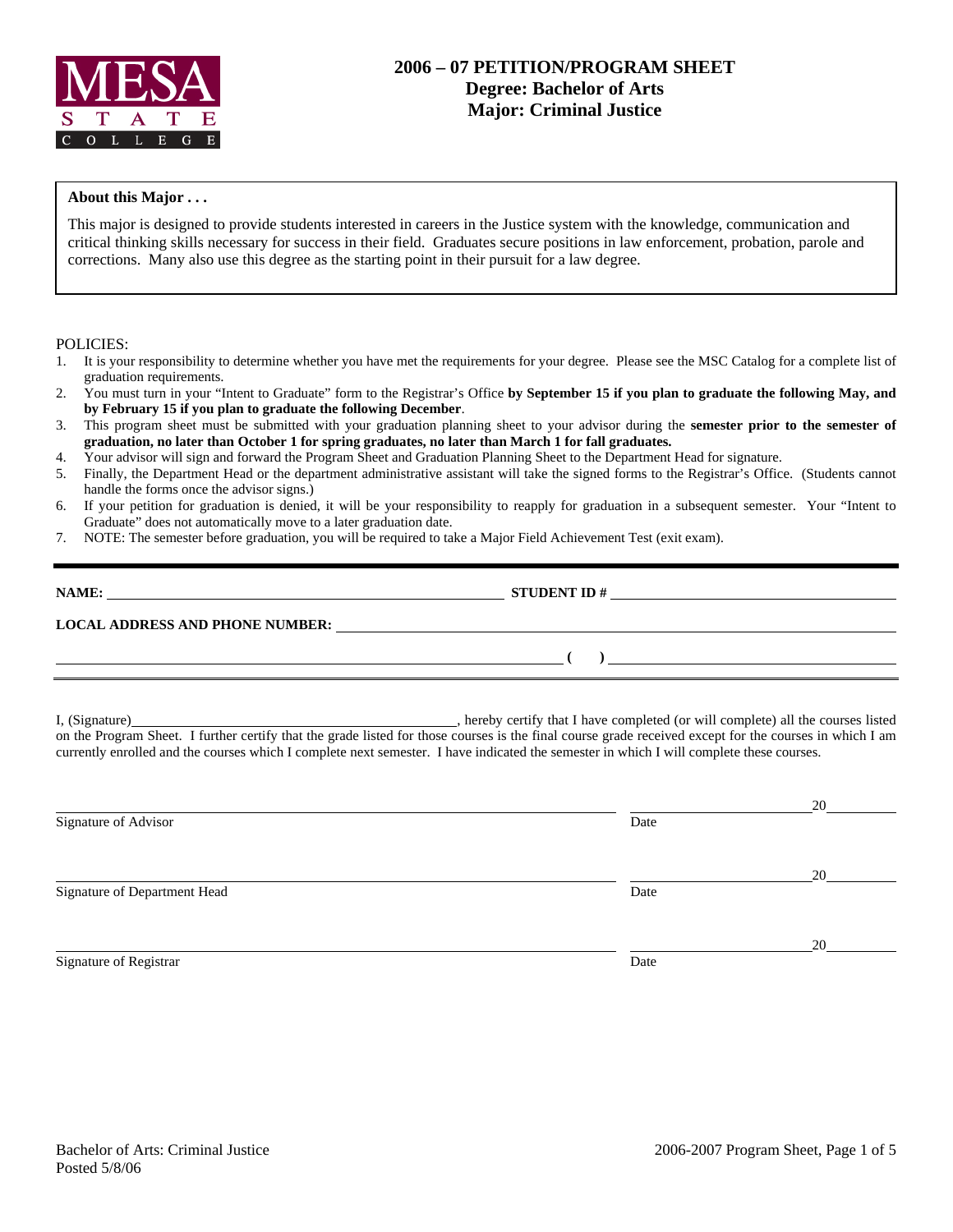MESA STATE COLLEGE

# 2006 – 07 PETITION/PROGRAM SHEET
## Degree: Bachelor of Arts
## Major: Criminal Justice

**About this Major . . .**

This major is designed to provide students interested in careers in the Justice system with the knowledge, communication and critical thinking skills necessary for success in their field. Graduates secure positions in law enforcement, probation, parole and corrections. Many also use this degree as the starting point in their pursuit for a law degree.

POLICIES:

1. It is your responsibility to determine whether you have met the requirements for your degree. Please see the MSC Catalog for a complete list of graduation requirements.
2. You must turn in your "Intent to Graduate" form to the Registrar's Office **by September 15 if you plan to graduate the following May, and by February 15 if you plan to graduate the following December**.
3. This program sheet must be submitted with your graduation planning sheet to your advisor during the **semester prior to the semester of graduation, no later than October 1 for spring graduates, no later than March 1 for fall graduates.**
4. Your advisor will sign and forward the Program Sheet and Graduation Planning Sheet to the Department Head for signature.
5. Finally, the Department Head or the department administrative assistant will take the signed forms to the Registrar's Office. (Students cannot handle the forms once the advisor signs.)
6. If your petition for graduation is denied, it will be your responsibility to reapply for graduation in a subsequent semester. Your "Intent to Graduate" does not automatically move to a later graduation date.
7. NOTE: The semester before graduation, you will be required to take a Major Field Achievement Test (exit exam).

---

**NAME:** ________________________________ **STUDENT ID #** ________________________________

**LOCAL ADDRESS AND PHONE NUMBER:** ________________________________________________

________________________________________________ **(    )** ________________________________

I, (Signature)________________________________, hereby certify that I have completed (or will complete) all the courses listed on the Program Sheet. I further certify that the grade listed for those courses is the final course grade received except for the courses in which I am currently enrolled and the courses which I complete next semester. I have indicated the semester in which I will complete these courses.

________________________________________________ ____________________20________
Signature of Advisor Date

________________________________________________ ____________________20________
Signature of Department Head Date

________________________________________________ ____________________20________
Signature of Registrar Date

Bachelor of Arts: Criminal Justice
Posted 5/8/06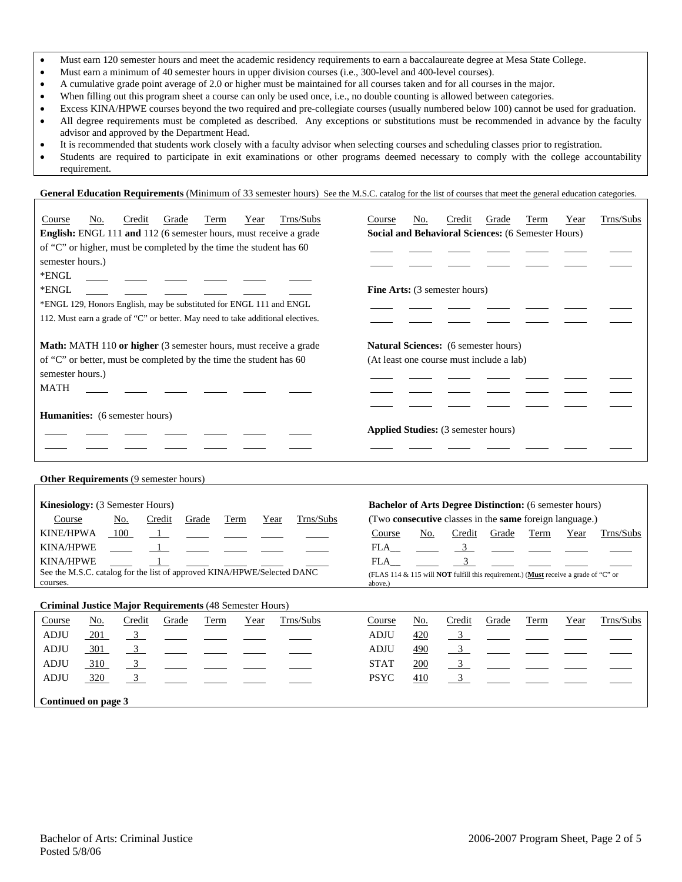- Must earn 120 semester hours and meet the academic residency requirements to earn a baccalaureate degree at Mesa State College.
- Must earn a minimum of 40 semester hours in upper division courses (i.e., 300-level and 400-level courses).
- A cumulative grade point average of 2.0 or higher must be maintained for all courses taken and for all courses in the major.
- When filling out this program sheet a course can only be used once, i.e., no double counting is allowed between categories.
- Excess KINA/HPWE courses beyond the two required and pre-collegiate courses (usually numbered below 100) cannot be used for graduation.
- All degree requirements must be completed as described. Any exceptions or substitutions must be recommended in advance by the faculty advisor and approved by the Department Head.
- It is recommended that students work closely with a faculty advisor when selecting courses and scheduling classes prior to registration.
- Students are required to participate in exit examinations or other programs deemed necessary to comply with the college accountability requirement.

**General Education Requirements** (Minimum of 33 semester hours) See the M.S.C. catalog for the list of courses that meet the general education categories.

**English:** ENGL 111 **and** 112 (6 semester hours, must receive a grade of "C" or higher, must be completed by the time the student has 60 semester hours.)

| Course | No. | Credit | Grade | Term | Year | Trns/Subs |
|---|---|---|---|---|---|---|
| *ENGL | | | | | | |
| *ENGL | | | | | | |

*ENGL 129, Honors English, may be substituted for ENGL 111 and ENGL 112. Must earn a grade of "C" or better. May need to take additional electives.

**Math:** MATH 110 **or higher** (3 semester hours, must receive a grade of "C" or better, must be completed by the time the student has 60 semester hours.)

| Course | No. | Credit | Grade | Term | Year | Trns/Subs |
|---|---|---|---|---|---|---|
| MATH | | | | | | |

**Humanities:** (6 semester hours)

| Course | No. | Credit | Grade | Term | Year | Trns/Subs |
|---|---|---|---|---|---|---|
| | | | | | | |
| | | | | | | |

**Social and Behavioral Sciences:** (6 Semester Hours)

| Course | No. | Credit | Grade | Term | Year | Trns/Subs |
|---|---|---|---|---|---|---|
| | | | | | | |
| | | | | | | |

**Fine Arts:** (3 semester hours)

| Course | No. | Credit | Grade | Term | Year | Trns/Subs |
|---|---|---|---|---|---|---|
| | | | | | | |
| | | | | | | |

**Natural Sciences:** (6 semester hours)
(At least one course must include a lab)

| Course | No. | Credit | Grade | Term | Year | Trns/Subs |
|---|---|---|---|---|---|---|
| | | | | | | |
| | | | | | | |
| | | | | | | |

**Applied Studies:** (3 semester hours)

| Course | No. | Credit | Grade | Term | Year | Trns/Subs |
|---|---|---|---|---|---|---|
| | | | | | | |

**Other Requirements** (9 semester hours)

**Kinesiology:** (3 Semester Hours)

| Course | No. | Credit | Grade | Term | Year | Trns/Subs |
|---|---|---|---|---|---|---|
| KINE/HPWA | 100 | 1 | | | | |
| KINA/HPWE | | 1 | | | | |
| KINA/HPWE | | 1 | | | | |

See the M.S.C. catalog for the list of approved KINA/HPWE/Selected DANC courses.

**Bachelor of Arts Degree Distinction:** (6 semester hours)
(Two **consecutive** classes in the **same** foreign language.)

| Course | No. | Credit | Grade | Term | Year | Trns/Subs |
|---|---|---|---|---|---|---|
| FLA__ | | 3 | | | | |
| FLA__ | | 3 | | | | |

(FLAS 114 & 115 will **NOT** fulfill this requirement.) (**Must** receive a grade of "C" or above.)

**Criminal Justice Major Requirements** (48 Semester Hours)

| Course | No. | Credit | Grade | Term | Year | Trns/Subs |
|---|---|---|---|---|---|---|
| ADJU | 201 | 3 | | | | |
| ADJU | 301 | 3 | | | | |
| ADJU | 310 | 3 | | | | |
| ADJU | 320 | 3 | | | | |
| ADJU | 420 | 3 | | | | |
| ADJU | 490 | 3 | | | | |
| STAT | 200 | 3 | | | | |
| PSYC | 410 | 3 | | | | |

**Continued on page 3**

Bachelor of Arts: Criminal Justice
Posted 5/8/06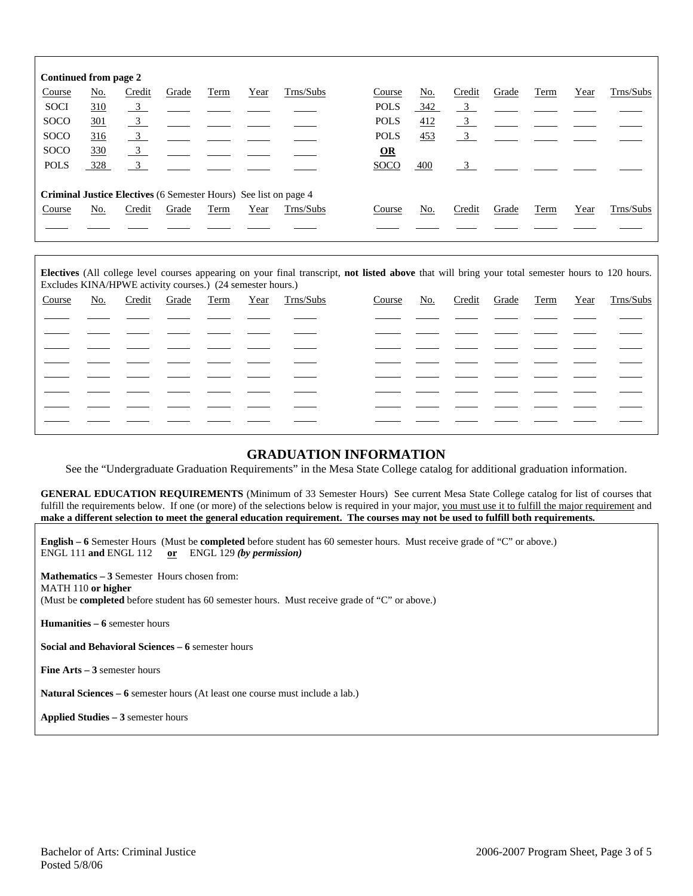**Continued from page 2**

| Course | No. | Credit | Grade | Term | Year | Trns/Subs | Course | No. | Credit | Grade | Term | Year | Trns/Subs |
|---|---|---|---|---|---|---|---|---|---|---|---|---|---|
| SOCI | 310 | 3 | | | | | POLS | 342 | 3 | | | | |
| SOCO | 301 | 3 | | | | | POLS | 412 | 3 | | | | |
| SOCO | 316 | 3 | | | | | POLS | 453 | 3 | | | | |
| SOCO | 330 | 3 | | | | | **OR** | | | | | | |
| POLS | 328 | 3 | | | | | SOCO | 400 | 3 | | | | |

**Criminal Justice Electives** (6 Semester Hours) See list on page 4

| Course | No. | Credit | Grade | Term | Year | Trns/Subs | Course | No. | Credit | Grade | Term | Year | Trns/Subs |
|---|---|---|---|---|---|---|---|---|---|---|---|---|---|
| | | | | | | | | | | | | | |

**Electives** (All college level courses appearing on your final transcript, **not listed above** that will bring your total semester hours to 120 hours. Excludes KINA/HPWE activity courses.) (24 semester hours.)

| Course | No. | Credit | Grade | Term | Year | Trns/Subs | Course | No. | Credit | Grade | Term | Year | Trns/Subs |
|---|---|---|---|---|---|---|---|---|---|---|---|---|---|
| | | | | | | | | | | | | | |
| | | | | | | | | | | | | | |
| | | | | | | | | | | | | | |
| | | | | | | | | | | | | | |
| | | | | | | | | | | | | | |
| | | | | | | | | | | | | | |
| | | | | | | | | | | | | | |
| | | | | | | | | | | | | | |

## GRADUATION INFORMATION

See the "Undergraduate Graduation Requirements" in the Mesa State College catalog for additional graduation information.

**GENERAL EDUCATION REQUIREMENTS** (Minimum of 33 Semester Hours) See current Mesa State College catalog for list of courses that fulfill the requirements below. If one (or more) of the selections below is required in your major, you must use it to fulfill the major requirement and **make a different selection to meet the general education requirement. The courses may not be used to fulfill both requirements.**

**English – 6** Semester Hours (Must be **completed** before student has 60 semester hours. Must receive grade of "C" or above.)
ENGL 111 **and** ENGL 112 **or** ENGL 129 ***(by permission)***

**Mathematics – 3** Semester Hours chosen from:
MATH 110 **or higher**
(Must be **completed** before student has 60 semester hours. Must receive grade of "C" or above.)

**Humanities – 6** semester hours

**Social and Behavioral Sciences – 6** semester hours

**Fine Arts – 3** semester hours

**Natural Sciences – 6** semester hours (At least one course must include a lab.)

**Applied Studies – 3** semester hours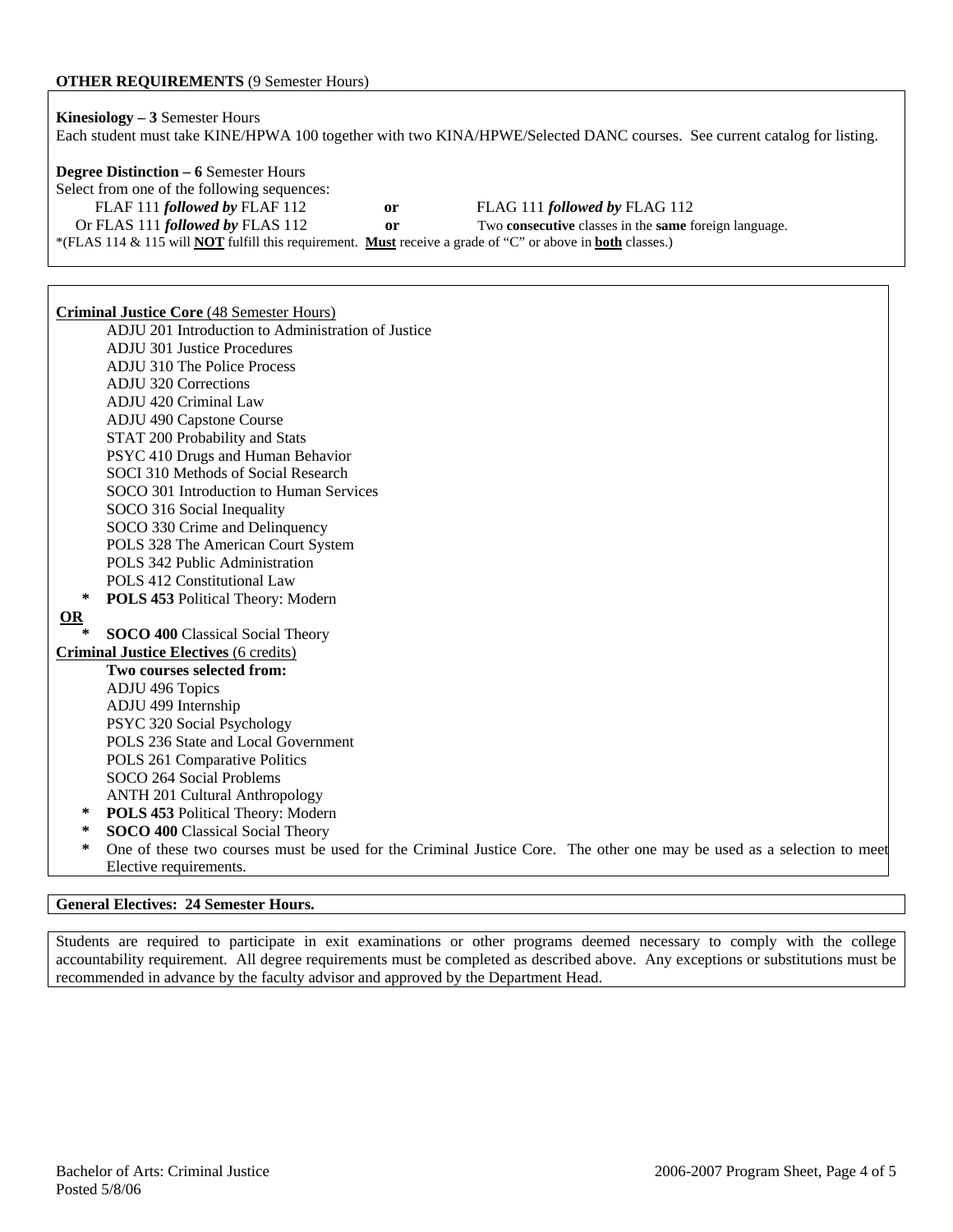**OTHER REQUIREMENTS** (9 Semester Hours)

**Kinesiology – 3** Semester Hours
Each student must take KINE/HPWA 100 together with two KINA/HPWE/Selected DANC courses. See current catalog for listing.

**Degree Distinction – 6** Semester Hours
Select from one of the following sequences:

- FLAF 111 ***followed by*** FLAF 112 **or** FLAG 111 ***followed by*** FLAG 112
- Or FLAS 111 ***followed by*** FLAS 112 **or** Two **consecutive** classes in the **same** foreign language.

*(FLAS 114 & 115 will **NOT** fulfill this requirement. **Must** receive a grade of "C" or above in **both** classes.)

**Criminal Justice Core** (48 Semester Hours)

- ADJU 201 Introduction to Administration of Justice
- ADJU 301 Justice Procedures
- ADJU 310 The Police Process
- ADJU 320 Corrections
- ADJU 420 Criminal Law
- ADJU 490 Capstone Course
- STAT 200 Probability and Stats
- PSYC 410 Drugs and Human Behavior
- SOCI 310 Methods of Social Research
- SOCO 301 Introduction to Human Services
- SOCO 316 Social Inequality
- SOCO 330 Crime and Delinquency
- POLS 328 The American Court System
- POLS 342 Public Administration
- POLS 412 Constitutional Law
- * **POLS 453** Political Theory: Modern

**OR**

- * **SOCO 400** Classical Social Theory

**Criminal Justice Electives** (6 credits)

**Two courses selected from:**

- ADJU 496 Topics
- ADJU 499 Internship
- PSYC 320 Social Psychology
- POLS 236 State and Local Government
- POLS 261 Comparative Politics
- SOCO 264 Social Problems
- ANTH 201 Cultural Anthropology
- * **POLS 453** Political Theory: Modern
- * **SOCO 400** Classical Social Theory

* One of these two courses must be used for the Criminal Justice Core. The other one may be used as a selection to meet Elective requirements.

**General Electives: 24 Semester Hours.**

Students are required to participate in exit examinations or other programs deemed necessary to comply with the college accountability requirement. All degree requirements must be completed as described above. Any exceptions or substitutions must be recommended in advance by the faculty advisor and approved by the Department Head.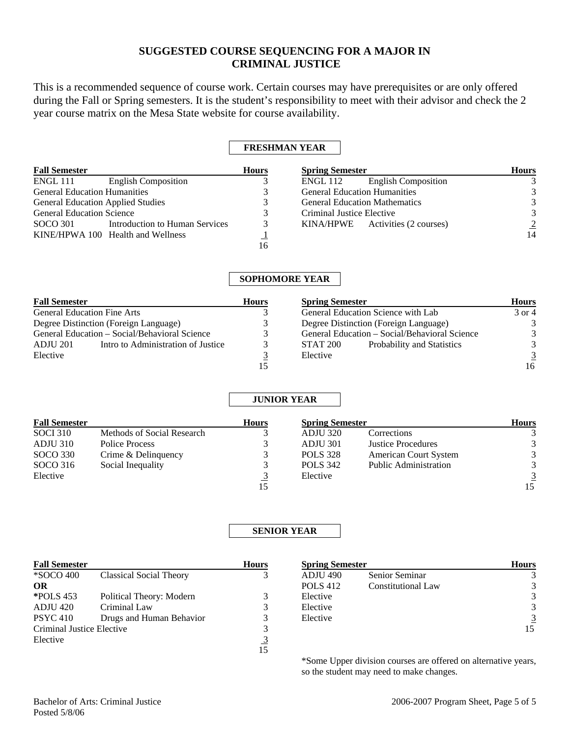# SUGGESTED COURSE SEQUENCING FOR A MAJOR IN CRIMINAL JUSTICE

This is a recommended sequence of course work. Certain courses may have prerequisites or are only offered during the Fall or Spring semesters. It is the student's responsibility to meet with their advisor and check the 2 year course matrix on the Mesa State website for course availability.

## FRESHMAN YEAR

| Fall Semester | | Hours |
|---|---|---|
| ENGL 111 | English Composition | 3 |
| General Education Humanities | | 3 |
| General Education Applied Studies | | 3 |
| General Education Science | | 3 |
| SOCO 301 | Introduction to Human Services | 3 |
| KINE/HPWA 100 | Health and Wellness | 1 |
| | | 16 |

| Spring Semester | | Hours |
|---|---|---|
| ENGL 112 | English Composition | 3 |
| General Education Humanities | | 3 |
| General Education Mathematics | | 3 |
| Criminal Justice Elective | | 3 |
| KINA/HPWE | Activities (2 courses) | 2 |
| | | 14 |

## SOPHOMORE YEAR

| Fall Semester | | Hours |
|---|---|---|
| General Education Fine Arts | | 3 |
| Degree Distinction (Foreign Language) | | 3 |
| General Education – Social/Behavioral Science | | 3 |
| ADJU 201 | Intro to Administration of Justice | 3 |
| Elective | | 3 |
| | | 15 |

| Spring Semester | | Hours |
|---|---|---|
| General Education Science with Lab | | 3 or 4 |
| Degree Distinction (Foreign Language) | | 3 |
| General Education – Social/Behavioral Science | | 3 |
| STAT 200 | Probability and Statistics | 3 |
| Elective | | 3 |
| | | 16 |

## JUNIOR YEAR

| Fall Semester | | Hours |
|---|---|---|
| SOCI 310 | Methods of Social Research | 3 |
| ADJU 310 | Police Process | 3 |
| SOCO 330 | Crime & Delinquency | 3 |
| SOCO 316 | Social Inequality | 3 |
| Elective | | 3 |
| | | 15 |

| Spring Semester | | Hours |
|---|---|---|
| ADJU 320 | Corrections | 3 |
| ADJU 301 | Justice Procedures | 3 |
| POLS 328 | American Court System | 3 |
| POLS 342 | Public Administration | 3 |
| Elective | | 3 |
| | | 15 |

## SENIOR YEAR

| Fall Semester | | Hours |
|---|---|---|
| *SOCO 400 | Classical Social Theory | 3 |
| **OR** | | |
| *POLS 453 | Political Theory: Modern | 3 |
| ADJU 420 | Criminal Law | 3 |
| PSYC 410 | Drugs and Human Behavior | 3 |
| Criminal Justice Elective | | 3 |
| Elective | | 3 |
| | | 15 |

| Spring Semester | | Hours |
|---|---|---|
| ADJU 490 | Senior Seminar | 3 |
| POLS 412 | Constitutional Law | 3 |
| Elective | | 3 |
| Elective | | 3 |
| Elective | | 3 |
| | | 15 |

*Some Upper division courses are offered on alternative years, so the student may need to make changes.

Bachelor of Arts: Criminal Justice
Posted 5/8/06

2006-2007 Program Sheet